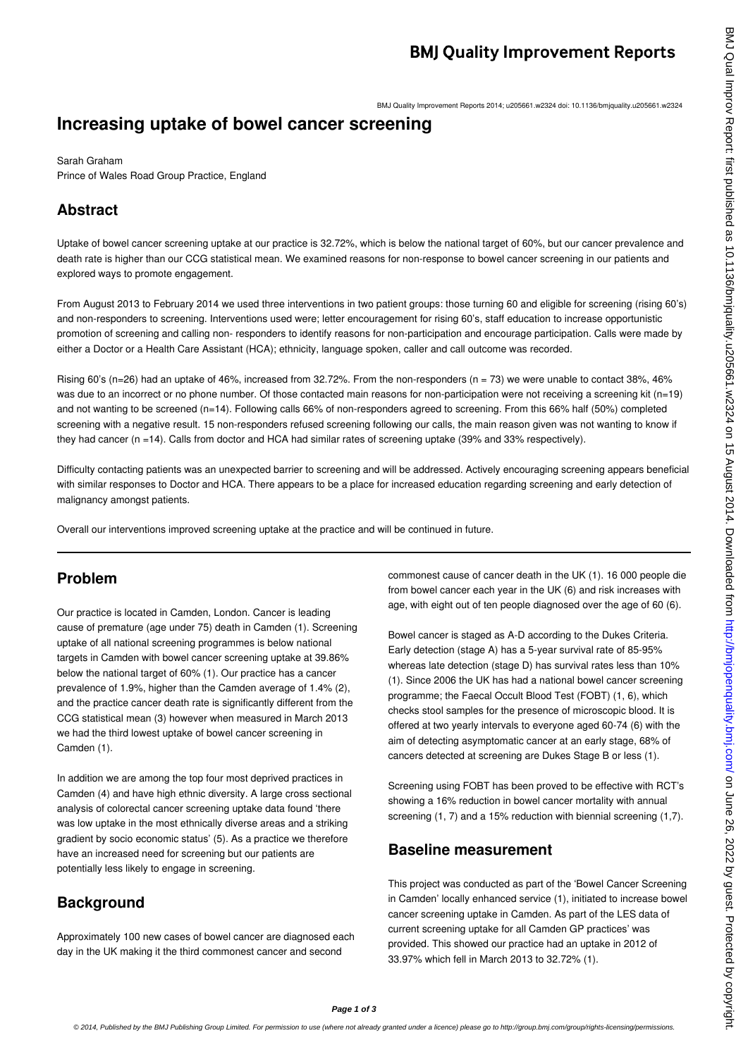# Increasing uptake of bowel cancer screening

Sarah Graham

Prince of Wales Road Group Practice, England

## Abstract

Uptake of bowel cancer screening uptake at our practice is 32.72%, which is below the national target of 60%, but our cancer prevalence and death rate is higher than our CCG statistical mean. We examined reasons for non-response to bowel cancer screening in our patients and explored ways to promote engagement.

From August 2013 to February 2014 we used three interventions in two patient groups: those turning 60 and eligible for screening (rising 60's) and non-responders to screening. Interventions used were; letter encouragement for rising 60's, staff education to increase opportunistic promotion of screening and calling non- responders to identify reasons for non-participation and encourage participation. Calls were made by either a Doctor or a Health Care Assistant (HCA); ethnicity, language spoken, caller and call outcome was recorded.

Rising 60's (n=26) had an uptake of 46%, increased from 32.72%. From the non-responders (n = 73) we were unable to contact 38%, 46% was due to an incorrect or no phone number. Of those contacted main reasons for non-participation were not receiving a screening kit (n=19) and not wanting to be screened (n=14). Following calls 66% of non-responders agreed to screening. From this 66% half (50%) completed screening with a negative result. 15 non-responders refused screening following our calls, the main reason given was not wanting to know if they had cancer (n =14). Calls from doctor and HCA had similar rates of screening uptake (39% and 33% respectively).

Difficulty contacting patients was an unexpected barrier to screening and will be addressed. Actively encouraging screening appears beneficial with similar responses to Doctor and HCA. There appears to be a place for increased education regarding screening and early detection of malignancy amongst patients.

Overall our interventions improved screening uptake at the practice and will be continued in future.

## Problem

Our practice is located in Camden, London. Cancer is leading cause of premature (age under 75) death in Camden (1). Screening uptake of all national screening programmes is below national targets in Camden with bowel cancer screening uptake at 39.86% below the national target of 60% (1). Our practice has a cancer prevalence of 1.9%, higher than the Camden average of 1.4% (2), and the practice cancer death rate is significantly different from the CCG statistical mean (3) however when measured in March 2013 we had the third lowest uptake of bowel cancer screening in Camden (1).

In addition we are among the top four most deprived practices in Camden (4) and have high ethnic diversity. A large cross sectional analysis of colorectal cancer screening uptake data found 'there was low uptake in the most ethnically diverse areas and a striking gradient by socio economic status' (5). As a practice we therefore have an increased need for screening but our patients are potentially less likely to engage in screening.

## Background

Approximately 100 new cases of bowel cancer are diagnosed each day in the UK making it the third commonest cancer and second commonest cause of cancer death in the UK (1). 16 000 people die from bowel cancer each year in the UK (6) and risk increases with age, with eight out of ten people diagnosed over the age of 60 (6).

Bowel cancer is staged as A-D according to the Dukes Criteria. Early detection (stage A) has a 5-year survival rate of 85-95% whereas late detection (stage D) has survival rates less than 10% (1). Since 2006 the UK has had a national bowel cancer screening programme; the Faecal Occult Blood Test (FOBT) (1, 6), which checks stool samples for the presence of microscopic blood. It is offered at two yearly intervals to everyone aged 60-74 (6) with the aim of detecting asymptomatic cancer at an early stage, 68% of cancers detected at screening are Dukes Stage B or less (1).

Screening using FOBT has been proved to be effective with RCT's showing a 16% reduction in bowel cancer mortality with annual screening (1, 7) and a 15% reduction with biennial screening (1,7).

## Baseline measurement

This project was conducted as part of the 'Bowel Cancer Screening in Camden' locally enhanced service (1), initiated to increase bowel cancer screening uptake in Camden. As part of the LES data of current screening uptake for all Camden GP practices' was provided. This showed our practice had an uptake in 2012 of 33.97% which fell in March 2013 to 32.72% (1).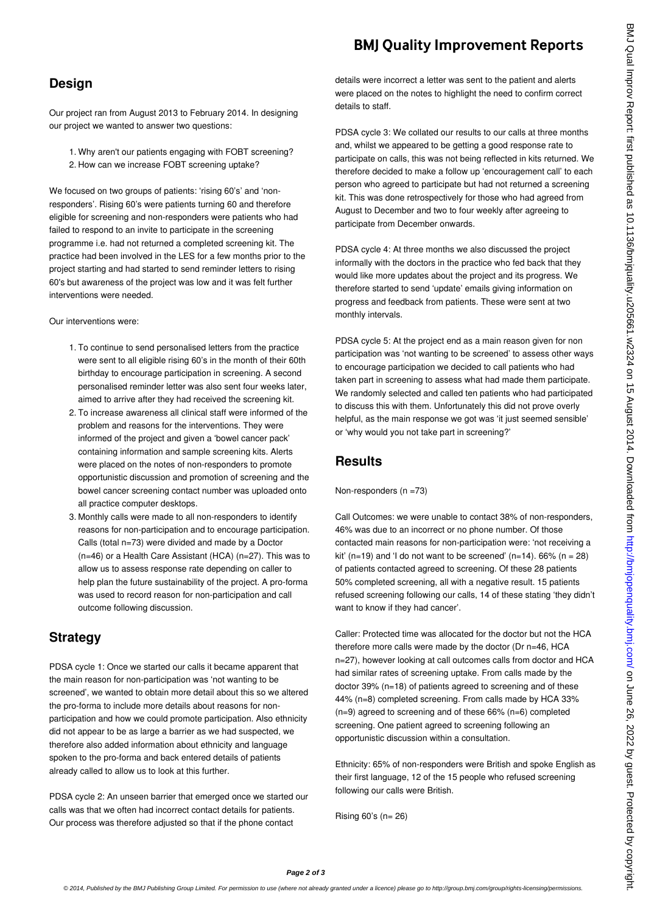## Design

Our project ran from August 2013 to February 2014. In designing our project we wanted to answer two questions:

1. Why aren't our patients engaging with FOBT screening?
2. How can we increase FOBT screening uptake?

We focused on two groups of patients: 'rising 60's' and 'non-responders'. Rising 60's were patients turning 60 and therefore eligible for screening and non-responders were patients who had failed to respond to an invite to participate in the screening programme i.e. had not returned a completed screening kit. The practice had been involved in the LES for a few months prior to the project starting and had started to send reminder letters to rising 60's but awareness of the project was low and it was felt further interventions were needed.

Our interventions were:

1. To continue to send personalised letters from the practice were sent to all eligible rising 60's in the month of their 60th birthday to encourage participation in screening. A second personalised reminder letter was also sent four weeks later, aimed to arrive after they had received the screening kit.
2. To increase awareness all clinical staff were informed of the problem and reasons for the interventions. They were informed of the project and given a 'bowel cancer pack' containing information and sample screening kits. Alerts were placed on the notes of non-responders to promote opportunistic discussion and promotion of screening and the bowel cancer screening contact number was uploaded onto all practice computer desktops.
3. Monthly calls were made to all non-responders to identify reasons for non-participation and to encourage participation. Calls (total n=73) were divided and made by a Doctor (n=46) or a Health Care Assistant (HCA) (n=27). This was to allow us to assess response rate depending on caller to help plan the future sustainability of the project. A pro-forma was used to record reason for non-participation and call outcome following discussion.

## Strategy

PDSA cycle 1: Once we started our calls it became apparent that the main reason for non-participation was 'not wanting to be screened', we wanted to obtain more detail about this so we altered the pro-forma to include more details about reasons for non-participation and how we could promote participation. Also ethnicity did not appear to be as large a barrier as we had suspected, we therefore also added information about ethnicity and language spoken to the pro-forma and back entered details of patients already called to allow us to look at this further.

PDSA cycle 2: An unseen barrier that emerged once we started our calls was that we often had incorrect contact details for patients. Our process was therefore adjusted so that if the phone contact details were incorrect a letter was sent to the patient and alerts were placed on the notes to highlight the need to confirm correct details to staff.

PDSA cycle 3: We collated our results to our calls at three months and, whilst we appeared to be getting a good response rate to participate on calls, this was not being reflected in kits returned. We therefore decided to make a follow up 'encouragement call' to each person who agreed to participate but had not returned a screening kit. This was done retrospectively for those who had agreed from August to December and two to four weekly after agreeing to participate from December onwards.

PDSA cycle 4: At three months we also discussed the project informally with the doctors in the practice who fed back that they would like more updates about the project and its progress. We therefore started to send 'update' emails giving information on progress and feedback from patients. These were sent at two monthly intervals.

PDSA cycle 5: At the project end as a main reason given for non participation was 'not wanting to be screened' to assess other ways to encourage participation we decided to call patients who had taken part in screening to assess what had made them participate. We randomly selected and called ten patients who had participated to discuss this with them. Unfortunately this did not prove overly helpful, as the main response we got was 'it just seemed sensible' or 'why would you not take part in screening?'

## Results

Non-responders (n =73)

Call Outcomes: we were unable to contact 38% of non-responders, 46% was due to an incorrect or no phone number. Of those contacted main reasons for non-participation were: 'not receiving a kit' (n=19) and 'I do not want to be screened' (n=14). 66% (n = 28) of patients contacted agreed to screening. Of these 28 patients 50% completed screening, all with a negative result. 15 patients refused screening following our calls, 14 of these stating 'they didn't want to know if they had cancer'.

Caller: Protected time was allocated for the doctor but not the HCA therefore more calls were made by the doctor (Dr n=46, HCA n=27), however looking at call outcomes calls from doctor and HCA had similar rates of screening uptake. From calls made by the doctor 39% (n=18) of patients agreed to screening and of these 44% (n=8) completed screening. From calls made by HCA 33% (n=9) agreed to screening and of these 66% (n=6) completed screening. One patient agreed to screening following an opportunistic discussion within a consultation.

Ethnicity: 65% of non-responders were British and spoke English as their first language, 12 of the 15 people who refused screening following our calls were British.

Rising 60's (n= 26)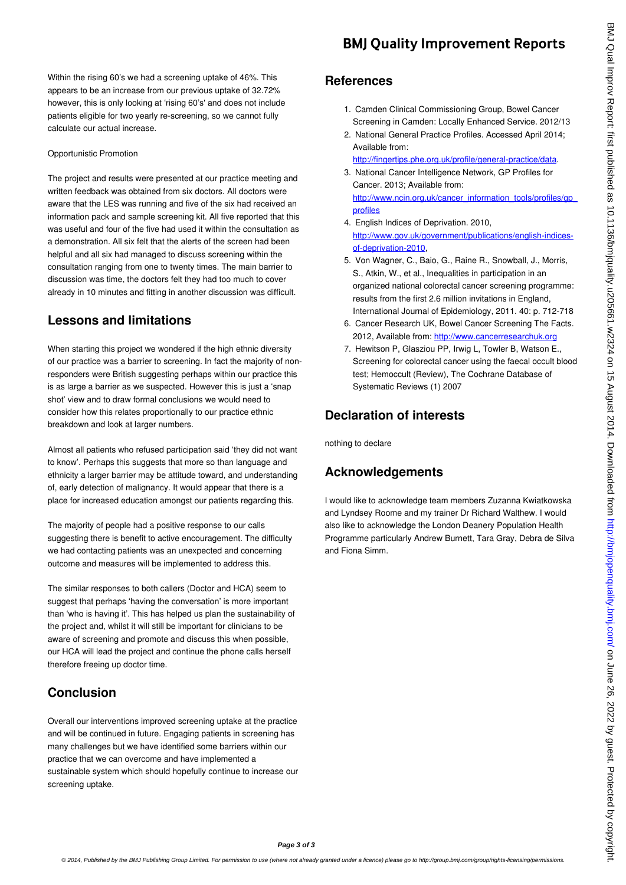Within the rising 60's we had a screening uptake of 46%. This appears to be an increase from our previous uptake of 32.72% however, this is only looking at 'rising 60's' and does not include patients eligible for two yearly re-screening, so we cannot fully calculate our actual increase.

Opportunistic Promotion

The project and results were presented at our practice meeting and written feedback was obtained from six doctors. All doctors were aware that the LES was running and five of the six had received an information pack and sample screening kit. All five reported that this was useful and four of the five had used it within the consultation as a demonstration. All six felt that the alerts of the screen had been helpful and all six had managed to discuss screening within the consultation ranging from one to twenty times. The main barrier to discussion was time, the doctors felt they had too much to cover already in 10 minutes and fitting in another discussion was difficult.

## Lessons and limitations

When starting this project we wondered if the high ethnic diversity of our practice was a barrier to screening. In fact the majority of non-responders were British suggesting perhaps within our practice this is as large a barrier as we suspected. However this is just a 'snap shot' view and to draw formal conclusions we would need to consider how this relates proportionally to our practice ethnic breakdown and look at larger numbers.

Almost all patients who refused participation said 'they did not want to know'. Perhaps this suggests that more so than language and ethnicity a larger barrier may be attitude toward, and understanding of, early detection of malignancy. It would appear that there is a place for increased education amongst our patients regarding this.

The majority of people had a positive response to our calls suggesting there is benefit to active encouragement. The difficulty we had contacting patients was an unexpected and concerning outcome and measures will be implemented to address this.

The similar responses to both callers (Doctor and HCA) seem to suggest that perhaps 'having the conversation' is more important than 'who is having it'. This has helped us plan the sustainability of the project and, whilst it will still be important for clinicians to be aware of screening and promote and discuss this when possible, our HCA will lead the project and continue the phone calls herself therefore freeing up doctor time.

## Conclusion

Overall our interventions improved screening uptake at the practice and will be continued in future. Engaging patients in screening has many challenges but we have identified some barriers within our practice that we can overcome and have implemented a sustainable system which should hopefully continue to increase our screening uptake.

## References

1. Camden Clinical Commissioning Group, Bowel Cancer Screening in Camden: Locally Enhanced Service. 2012/13
2. National General Practice Profiles. Accessed April 2014; Available from: http://fingertips.phe.org.uk/profile/general-practice/data.
3. National Cancer Intelligence Network, GP Profiles for Cancer. 2013; Available from: http://www.ncin.org.uk/cancer_information_tools/profiles/gp_profiles
4. English Indices of Deprivation. 2010, http://www.gov.uk/government/publications/english-indices-of-deprivation-2010,
5. Von Wagner, C., Baio, G., Raine R., Snowball, J., Morris, S., Atkin, W., et al., Inequalities in participation in an organized national colorectal cancer screening programme: results from the first 2.6 million invitations in England, International Journal of Epidemiology, 2011. 40: p. 712-718
6. Cancer Research UK, Bowel Cancer Screening The Facts. 2012, Available from: http://www.cancerresearchuk.org
7. Hewitson P, Glasziou PP, Irwig L, Towler B, Watson E., Screening for colorectal cancer using the faecal occult blood test; Hemoccult (Review), The Cochrane Database of Systematic Reviews (1) 2007

## Declaration of interests

nothing to declare

## Acknowledgements

I would like to acknowledge team members Zuzanna Kwiatkowska and Lyndsey Roome and my trainer Dr Richard Walthew. I would also like to acknowledge the London Deanery Population Health Programme particularly Andrew Burnett, Tara Gray, Debra de Silva and Fiona Simm.